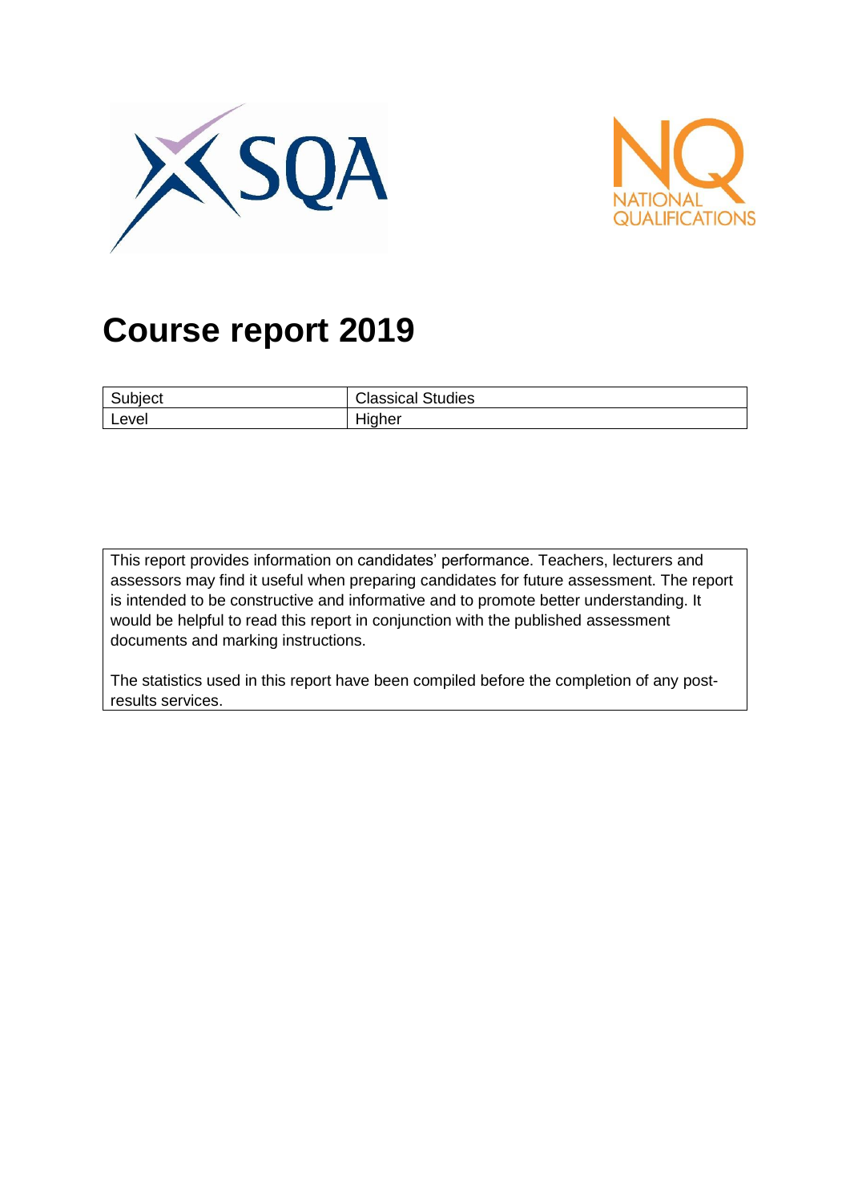# Course report 2019

| Subject | Classical Studies |
| --- | --- |
| Level | Higher |

This report provides information on candidates' performance. Teachers, lecturers and assessors may find it useful when preparing candidates for future assessment. The report is intended to be constructive and informative and to promote better understanding. It would be helpful to read this report in conjunction with the published assessment documents and marking instructions.

The statistics used in this report have been compiled before the completion of any post-results services.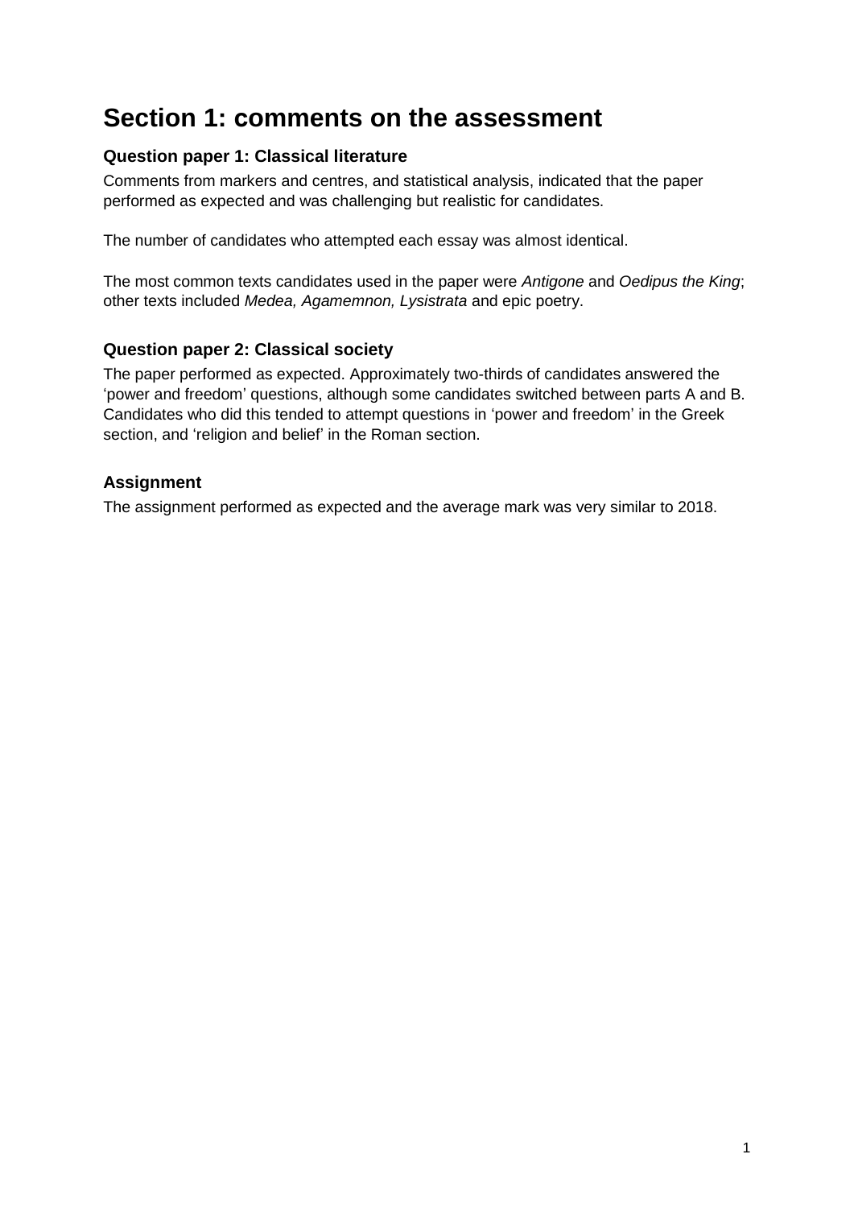# Section 1: comments on the assessment

### Question paper 1: Classical literature

Comments from markers and centres, and statistical analysis, indicated that the paper performed as expected and was challenging but realistic for candidates.

The number of candidates who attempted each essay was almost identical.

The most common texts candidates used in the paper were *Antigone* and *Oedipus the King*; other texts included *Medea, Agamemnon, Lysistrata* and epic poetry.

### Question paper 2: Classical society

The paper performed as expected. Approximately two-thirds of candidates answered the 'power and freedom' questions, although some candidates switched between parts A and B. Candidates who did this tended to attempt questions in 'power and freedom' in the Greek section, and 'religion and belief' in the Roman section.

### Assignment

The assignment performed as expected and the average mark was very similar to 2018.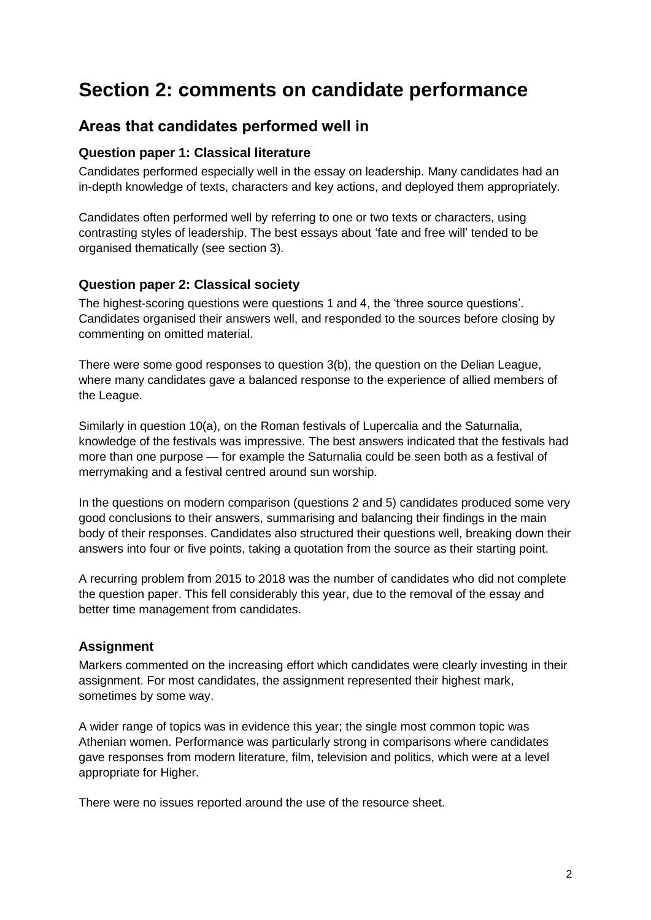# Section 2: comments on candidate performance

## Areas that candidates performed well in

### Question paper 1: Classical literature

Candidates performed especially well in the essay on leadership. Many candidates had an in-depth knowledge of texts, characters and key actions, and deployed them appropriately.

Candidates often performed well by referring to one or two texts or characters, using contrasting styles of leadership. The best essays about 'fate and free will' tended to be organised thematically (see section 3).

### Question paper 2: Classical society

The highest-scoring questions were questions 1 and 4, the 'three source questions'. Candidates organised their answers well, and responded to the sources before closing by commenting on omitted material.

There were some good responses to question 3(b), the question on the Delian League, where many candidates gave a balanced response to the experience of allied members of the League.

Similarly in question 10(a), on the Roman festivals of Lupercalia and the Saturnalia, knowledge of the festivals was impressive. The best answers indicated that the festivals had more than one purpose — for example the Saturnalia could be seen both as a festival of merrymaking and a festival centred around sun worship.

In the questions on modern comparison (questions 2 and 5) candidates produced some very good conclusions to their answers, summarising and balancing their findings in the main body of their responses. Candidates also structured their questions well, breaking down their answers into four or five points, taking a quotation from the source as their starting point.

A recurring problem from 2015 to 2018 was the number of candidates who did not complete the question paper. This fell considerably this year, due to the removal of the essay and better time management from candidates.

### Assignment

Markers commented on the increasing effort which candidates were clearly investing in their assignment. For most candidates, the assignment represented their highest mark, sometimes by some way.

A wider range of topics was in evidence this year; the single most common topic was Athenian women. Performance was particularly strong in comparisons where candidates gave responses from modern literature, film, television and politics, which were at a level appropriate for Higher.

There were no issues reported around the use of the resource sheet.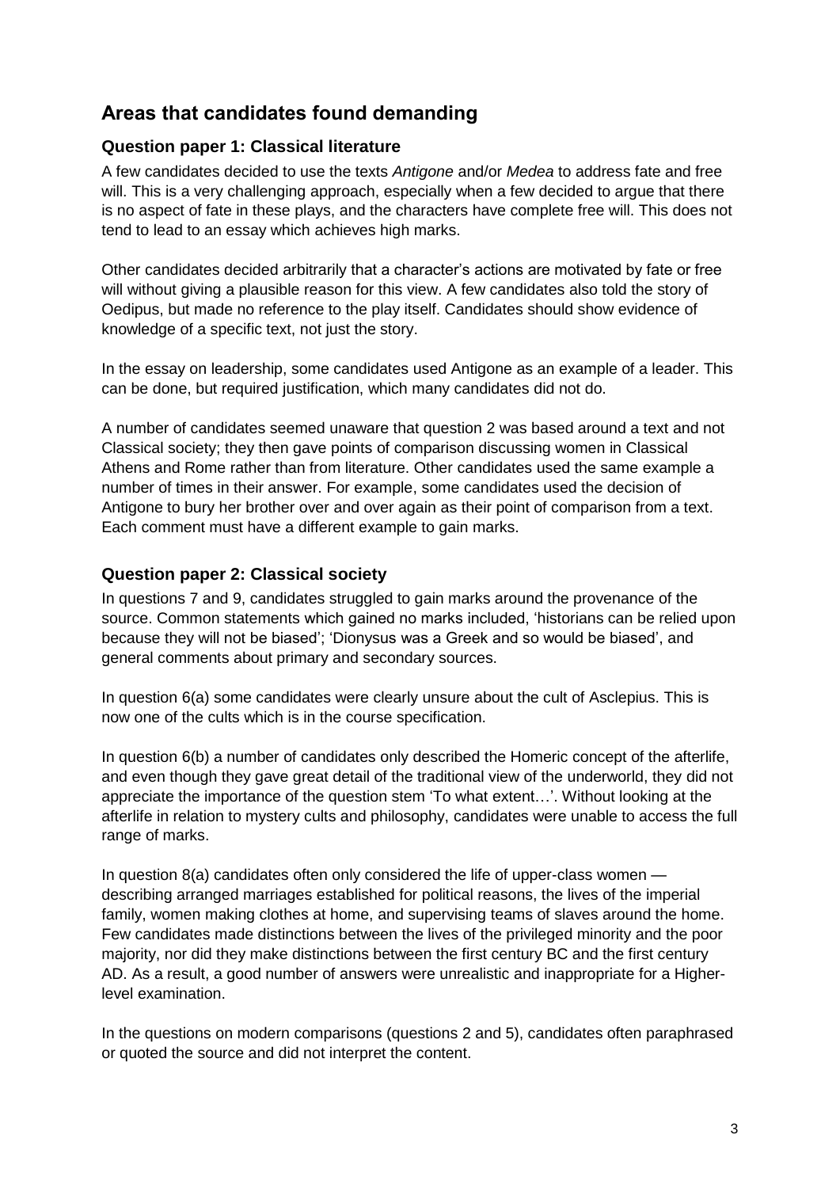## Areas that candidates found demanding

### Question paper 1: Classical literature

A few candidates decided to use the texts *Antigone* and/or *Medea* to address fate and free will. This is a very challenging approach, especially when a few decided to argue that there is no aspect of fate in these plays, and the characters have complete free will. This does not tend to lead to an essay which achieves high marks.

Other candidates decided arbitrarily that a character's actions are motivated by fate or free will without giving a plausible reason for this view. A few candidates also told the story of Oedipus, but made no reference to the play itself. Candidates should show evidence of knowledge of a specific text, not just the story.

In the essay on leadership, some candidates used Antigone as an example of a leader. This can be done, but required justification, which many candidates did not do.

A number of candidates seemed unaware that question 2 was based around a text and not Classical society; they then gave points of comparison discussing women in Classical Athens and Rome rather than from literature. Other candidates used the same example a number of times in their answer. For example, some candidates used the decision of Antigone to bury her brother over and over again as their point of comparison from a text. Each comment must have a different example to gain marks.

### Question paper 2: Classical society

In questions 7 and 9, candidates struggled to gain marks around the provenance of the source. Common statements which gained no marks included, 'historians can be relied upon because they will not be biased'; 'Dionysus was a Greek and so would be biased', and general comments about primary and secondary sources.

In question 6(a) some candidates were clearly unsure about the cult of Asclepius. This is now one of the cults which is in the course specification.

In question 6(b) a number of candidates only described the Homeric concept of the afterlife, and even though they gave great detail of the traditional view of the underworld, they did not appreciate the importance of the question stem 'To what extent…'. Without looking at the afterlife in relation to mystery cults and philosophy, candidates were unable to access the full range of marks.

In question 8(a) candidates often only considered the life of upper-class women — describing arranged marriages established for political reasons, the lives of the imperial family, women making clothes at home, and supervising teams of slaves around the home. Few candidates made distinctions between the lives of the privileged minority and the poor majority, nor did they make distinctions between the first century BC and the first century AD. As a result, a good number of answers were unrealistic and inappropriate for a Higher-level examination.

In the questions on modern comparisons (questions 2 and 5), candidates often paraphrased or quoted the source and did not interpret the content.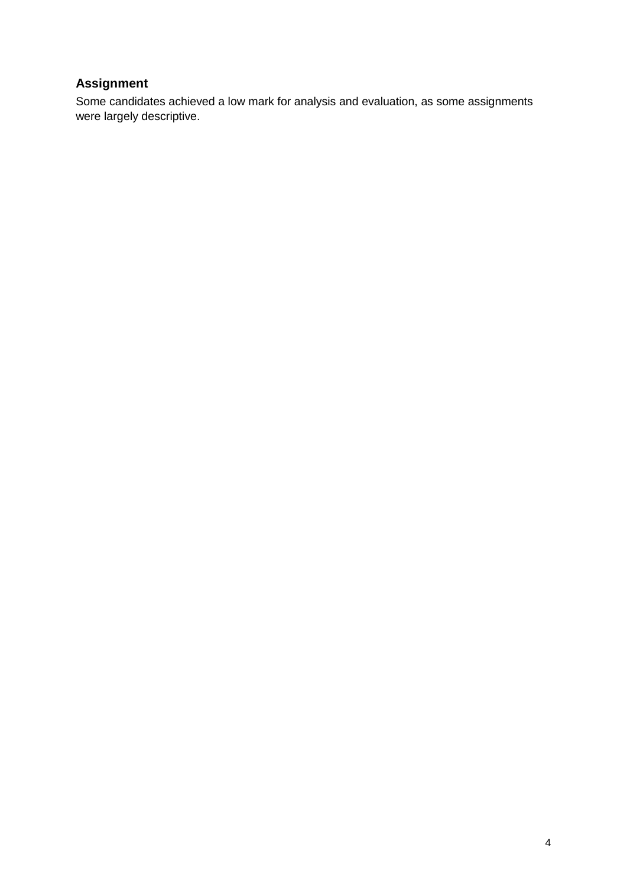### Assignment

Some candidates achieved a low mark for analysis and evaluation, as some assignments were largely descriptive.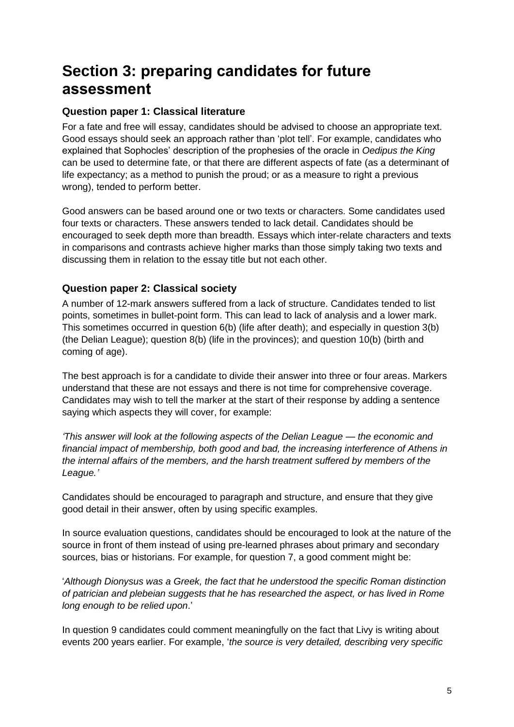# Section 3: preparing candidates for future assessment

### Question paper 1: Classical literature

For a fate and free will essay, candidates should be advised to choose an appropriate text. Good essays should seek an approach rather than 'plot tell'. For example, candidates who explained that Sophocles' description of the prophesies of the oracle in *Oedipus the King* can be used to determine fate, or that there are different aspects of fate (as a determinant of life expectancy; as a method to punish the proud; or as a measure to right a previous wrong), tended to perform better.

Good answers can be based around one or two texts or characters. Some candidates used four texts or characters. These answers tended to lack detail. Candidates should be encouraged to seek depth more than breadth. Essays which inter-relate characters and texts in comparisons and contrasts achieve higher marks than those simply taking two texts and discussing them in relation to the essay title but not each other.

### Question paper 2: Classical society

A number of 12-mark answers suffered from a lack of structure. Candidates tended to list points, sometimes in bullet-point form. This can lead to lack of analysis and a lower mark. This sometimes occurred in question 6(b) (life after death); and especially in question 3(b) (the Delian League); question 8(b) (life in the provinces); and question 10(b) (birth and coming of age).

The best approach is for a candidate to divide their answer into three or four areas. Markers understand that these are not essays and there is not time for comprehensive coverage. Candidates may wish to tell the marker at the start of their response by adding a sentence saying which aspects they will cover, for example:

*'This answer will look at the following aspects of the Delian League — the economic and financial impact of membership, both good and bad, the increasing interference of Athens in the internal affairs of the members, and the harsh treatment suffered by members of the League.'*

Candidates should be encouraged to paragraph and structure, and ensure that they give good detail in their answer, often by using specific examples.

In source evaluation questions, candidates should be encouraged to look at the nature of the source in front of them instead of using pre-learned phrases about primary and secondary sources, bias or historians. For example, for question 7, a good comment might be:

'*Although Dionysus was a Greek, the fact that he understood the specific Roman distinction of patrician and plebeian suggests that he has researched the aspect, or has lived in Rome long enough to be relied upon*.'

In question 9 candidates could comment meaningfully on the fact that Livy is writing about events 200 years earlier. For example, '*the source is very detailed, describing very specific*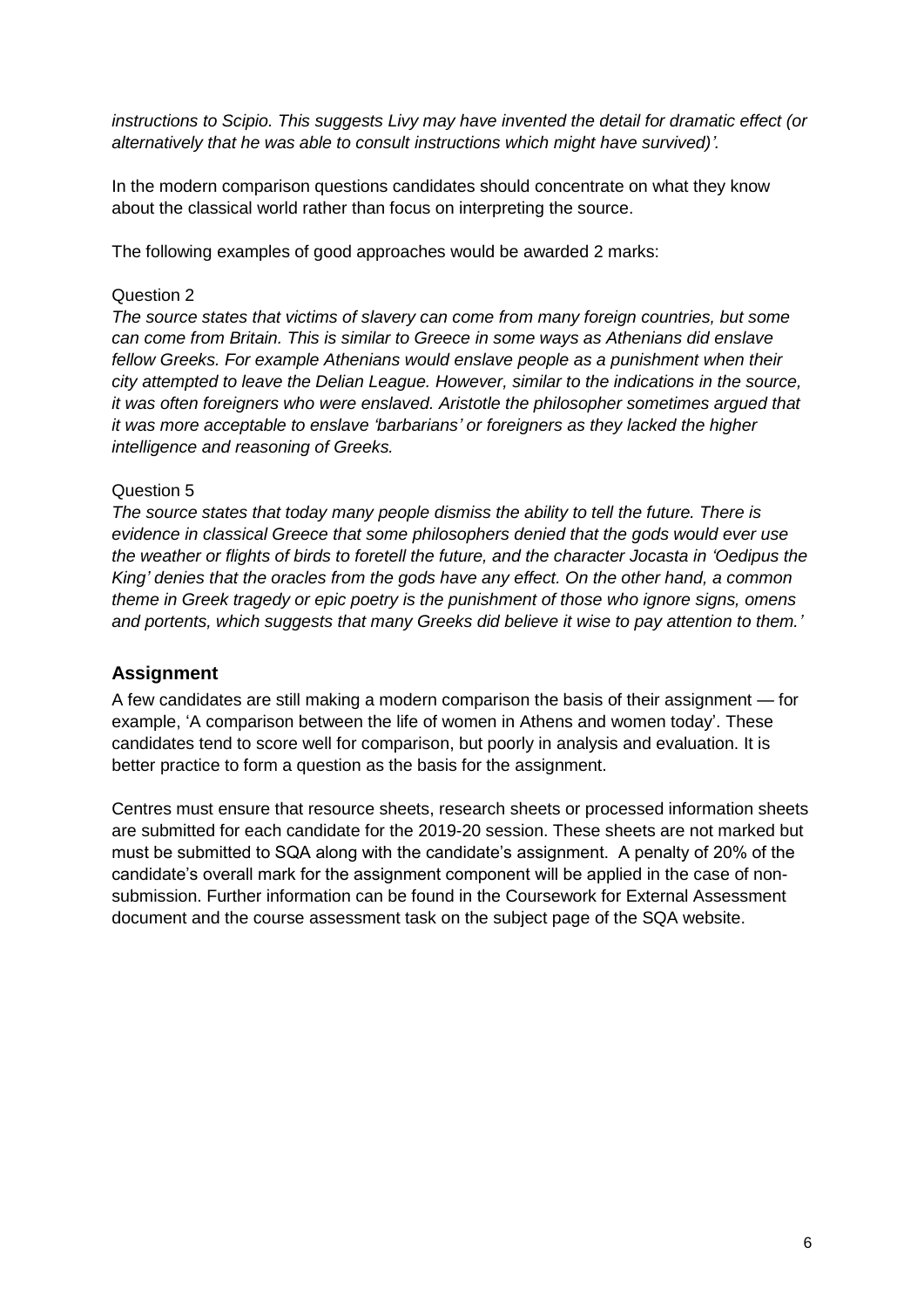*instructions to Scipio. This suggests Livy may have invented the detail for dramatic effect (or alternatively that he was able to consult instructions which might have survived)'.*

In the modern comparison questions candidates should concentrate on what they know about the classical world rather than focus on interpreting the source.

The following examples of good approaches would be awarded 2 marks:

Question 2

*The source states that victims of slavery can come from many foreign countries, but some can come from Britain. This is similar to Greece in some ways as Athenians did enslave fellow Greeks. For example Athenians would enslave people as a punishment when their city attempted to leave the Delian League. However, similar to the indications in the source, it was often foreigners who were enslaved. Aristotle the philosopher sometimes argued that it was more acceptable to enslave 'barbarians' or foreigners as they lacked the higher intelligence and reasoning of Greeks.*

Question 5

*The source states that today many people dismiss the ability to tell the future. There is evidence in classical Greece that some philosophers denied that the gods would ever use the weather or flights of birds to foretell the future, and the character Jocasta in 'Oedipus the King' denies that the oracles from the gods have any effect. On the other hand, a common theme in Greek tragedy or epic poetry is the punishment of those who ignore signs, omens and portents, which suggests that many Greeks did believe it wise to pay attention to them.'*

## Assignment

A few candidates are still making a modern comparison the basis of their assignment — for example, 'A comparison between the life of women in Athens and women today'. These candidates tend to score well for comparison, but poorly in analysis and evaluation. It is better practice to form a question as the basis for the assignment.

Centres must ensure that resource sheets, research sheets or processed information sheets are submitted for each candidate for the 2019-20 session. These sheets are not marked but must be submitted to SQA along with the candidate's assignment. A penalty of 20% of the candidate's overall mark for the assignment component will be applied in the case of non-submission. Further information can be found in the Coursework for External Assessment document and the course assessment task on the subject page of the SQA website.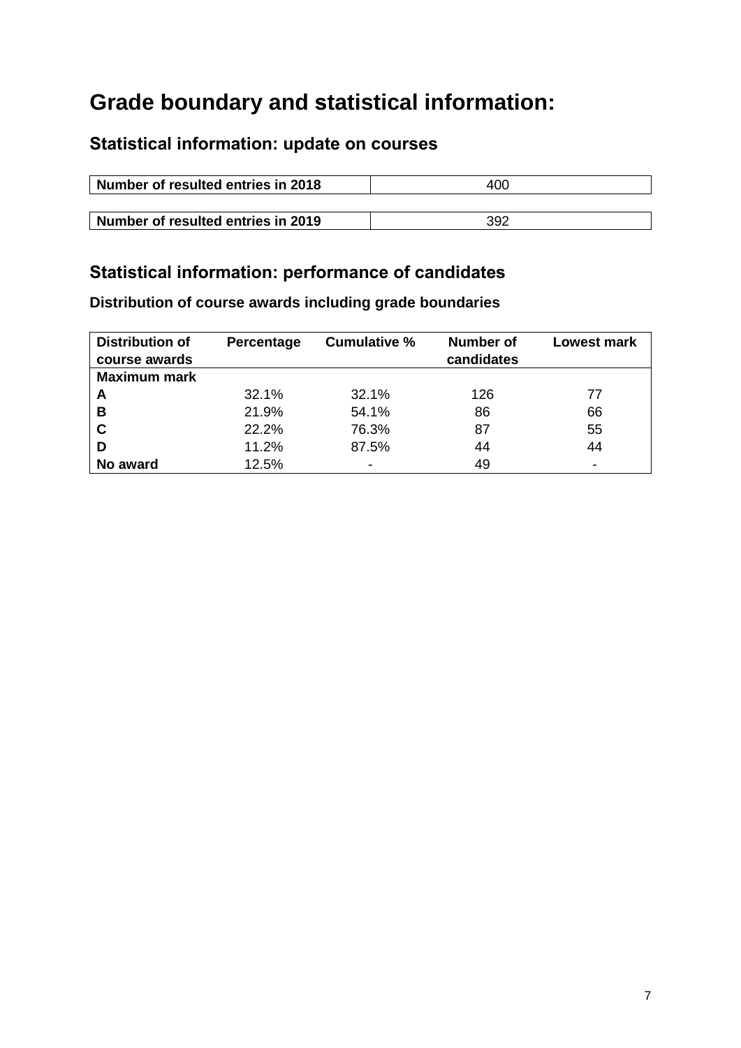# Grade boundary and statistical information:

## Statistical information: update on courses

| Number of resulted entries in 2018 | 400 |
|---|---|

| Number of resulted entries in 2019 | 392 |
|---|---|

## Statistical information: performance of candidates

### Distribution of course awards including grade boundaries

| Distribution of course awards | Percentage | Cumulative % | Number of candidates | Lowest mark |
|---|---|---|---|---|
| **Maximum mark** | | | | |
| **A** | 32.1% | 32.1% | 126 | 77 |
| **B** | 21.9% | 54.1% | 86 | 66 |
| **C** | 22.2% | 76.3% | 87 | 55 |
| **D** | 11.2% | 87.5% | 44 | 44 |
| **No award** | 12.5% | - | 49 | - |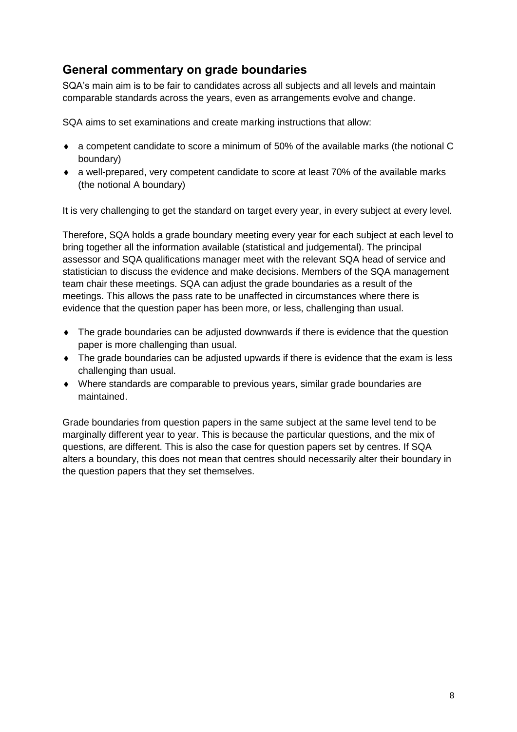## General commentary on grade boundaries

SQA's main aim is to be fair to candidates across all subjects and all levels and maintain comparable standards across the years, even as arrangements evolve and change.

SQA aims to set examinations and create marking instructions that allow:

- a competent candidate to score a minimum of 50% of the available marks (the notional C boundary)
- a well-prepared, very competent candidate to score at least 70% of the available marks (the notional A boundary)

It is very challenging to get the standard on target every year, in every subject at every level.

Therefore, SQA holds a grade boundary meeting every year for each subject at each level to bring together all the information available (statistical and judgemental). The principal assessor and SQA qualifications manager meet with the relevant SQA head of service and statistician to discuss the evidence and make decisions. Members of the SQA management team chair these meetings. SQA can adjust the grade boundaries as a result of the meetings. This allows the pass rate to be unaffected in circumstances where there is evidence that the question paper has been more, or less, challenging than usual.

- The grade boundaries can be adjusted downwards if there is evidence that the question paper is more challenging than usual.
- The grade boundaries can be adjusted upwards if there is evidence that the exam is less challenging than usual.
- Where standards are comparable to previous years, similar grade boundaries are maintained.

Grade boundaries from question papers in the same subject at the same level tend to be marginally different year to year. This is because the particular questions, and the mix of questions, are different. This is also the case for question papers set by centres. If SQA alters a boundary, this does not mean that centres should necessarily alter their boundary in the question papers that they set themselves.